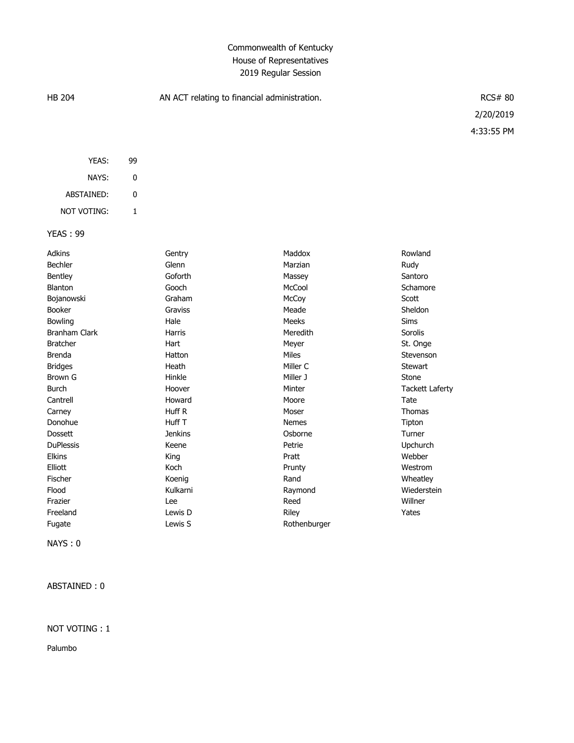# Commonwealth of Kentucky
## House of Representatives
### 2019 Regular Session

HB 204 AN ACT relating to financial administration. RCS# 80

2/20/2019

4:33:55 PM

| | |
|---|---|
| YEAS: | 99 |
| NAYS: | 0 |
| ABSTAINED: | 0 |
| NOT VOTING: | 1 |

YEAS : 99

| | | | |
|---|---|---|---|
| Adkins | Gentry | Maddox | Rowland |
| Bechler | Glenn | Marzian | Rudy |
| Bentley | Goforth | Massey | Santoro |
| Blanton | Gooch | McCool | Schamore |
| Bojanowski | Graham | McCoy | Scott |
| Booker | Graviss | Meade | Sheldon |
| Bowling | Hale | Meeks | Sims |
| Branham Clark | Harris | Meredith | Sorolis |
| Bratcher | Hart | Meyer | St. Onge |
| Brenda | Hatton | Miles | Stevenson |
| Bridges | Heath | Miller C | Stewart |
| Brown G | Hinkle | Miller J | Stone |
| Burch | Hoover | Minter | Tackett Laferty |
| Cantrell | Howard | Moore | Tate |
| Carney | Huff R | Moser | Thomas |
| Donohue | Huff T | Nemes | Tipton |
| Dossett | Jenkins | Osborne | Turner |
| DuPlessis | Keene | Petrie | Upchurch |
| Elkins | King | Pratt | Webber |
| Elliott | Koch | Prunty | Westrom |
| Fischer | Koenig | Rand | Wheatley |
| Flood | Kulkarni | Raymond | Wiederstein |
| Frazier | Lee | Reed | Willner |
| Freeland | Lewis D | Riley | Yates |
| Fugate | Lewis S | Rothenburger | |

NAYS : 0

ABSTAINED : 0

NOT VOTING : 1

Palumbo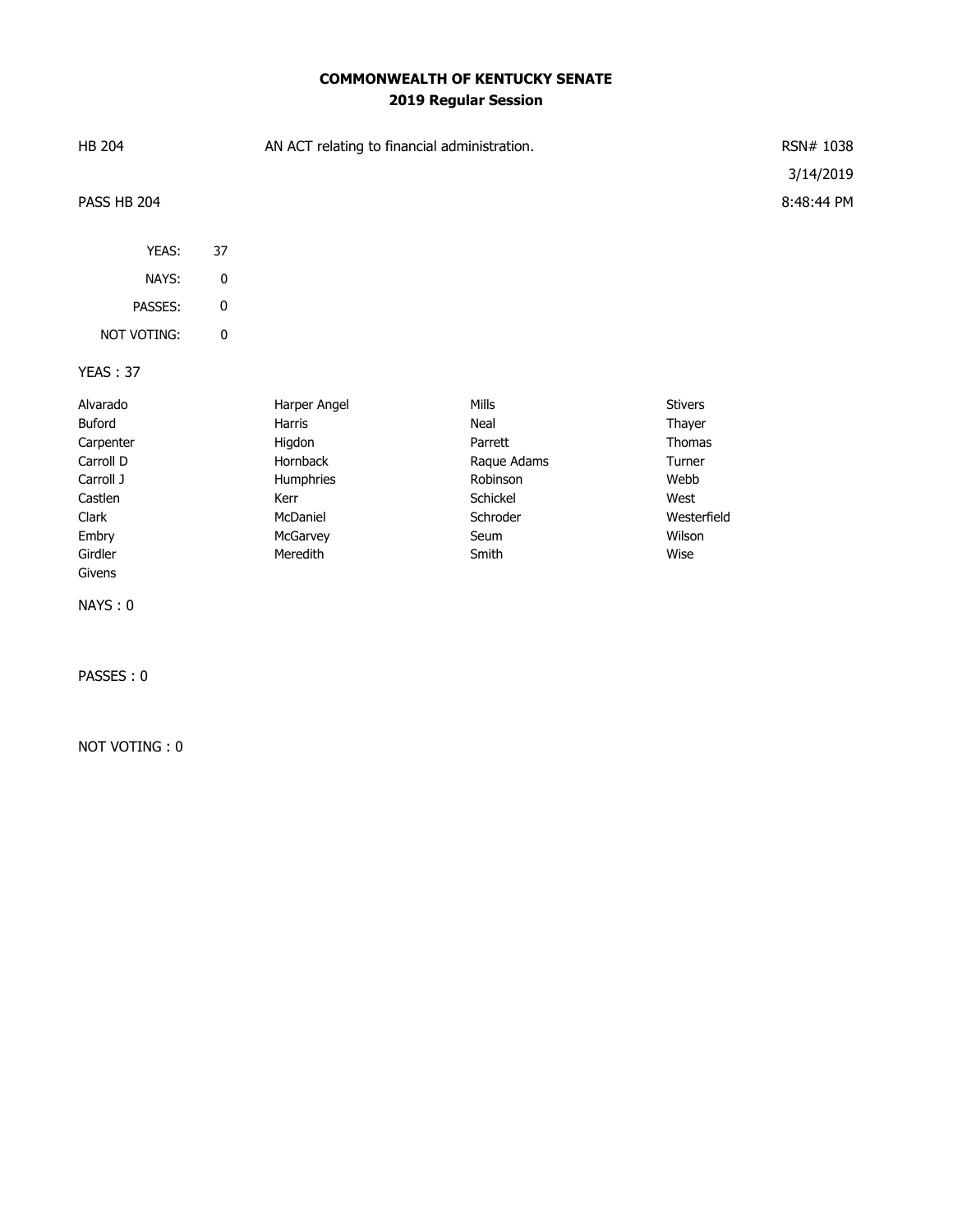**COMMONWEALTH OF KENTUCKY SENATE**
**2019 Regular Session**

HB 204 — AN ACT relating to financial administration. — RSN# 1038

3/14/2019

PASS HB 204 — 8:48:44 PM

| | |
|---|---|
| YEAS: | 37 |
| NAYS: | 0 |
| PASSES: | 0 |
| NOT VOTING: | 0 |

YEAS : 37

| | | | |
|---|---|---|---|
| Alvarado | Harper Angel | Mills | Stivers |
| Buford | Harris | Neal | Thayer |
| Carpenter | Higdon | Parrett | Thomas |
| Carroll D | Hornback | Raque Adams | Turner |
| Carroll J | Humphries | Robinson | Webb |
| Castlen | Kerr | Schickel | West |
| Clark | McDaniel | Schroder | Westerfield |
| Embry | McGarvey | Seum | Wilson |
| Girdler | Meredith | Smith | Wise |
| Givens | | | |

NAYS : 0

PASSES : 0

NOT VOTING : 0